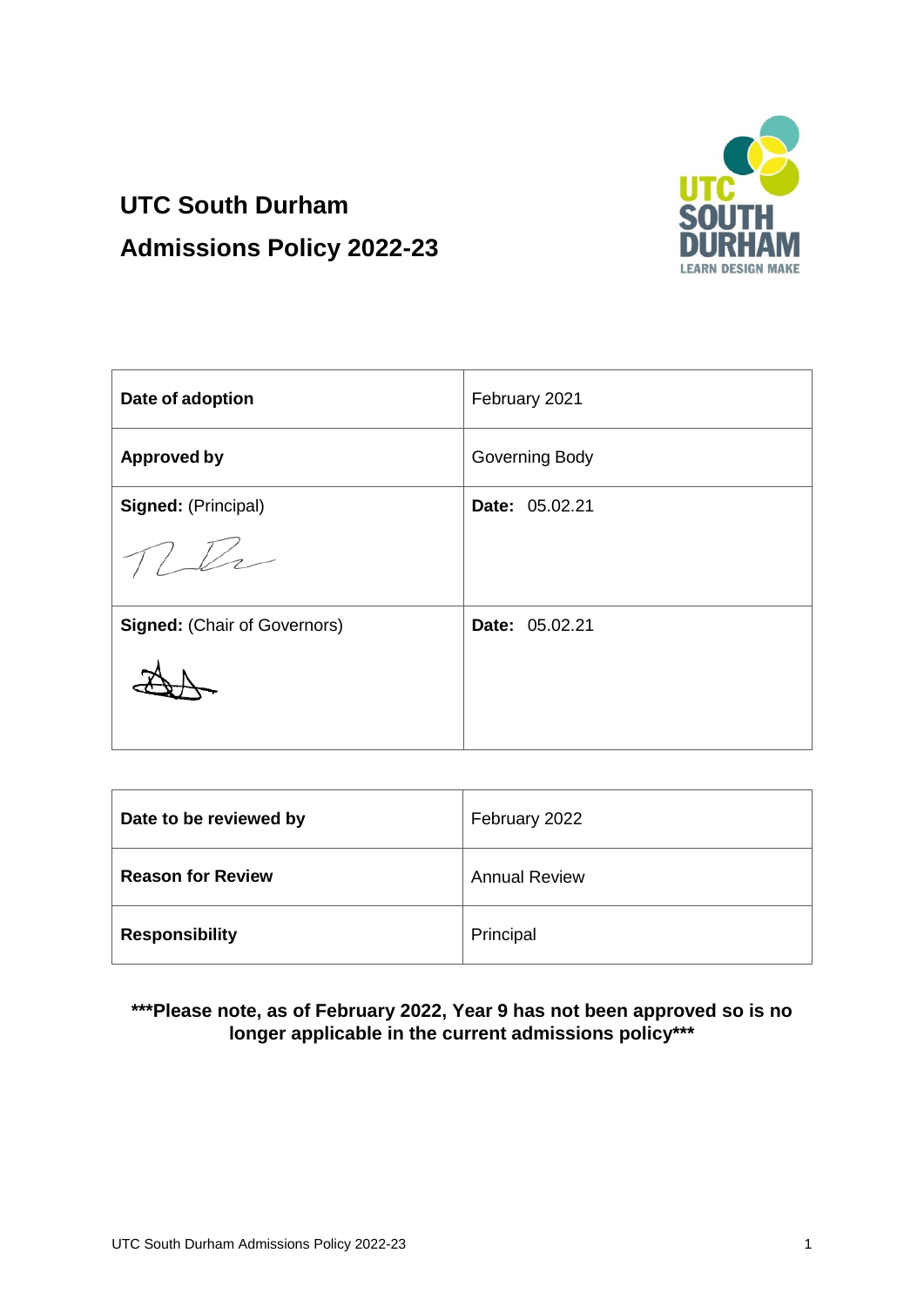# UTC South Durham

# Admissions Policy 2022-23

| Date of adoption | February 2021 |
|---|---|
| **Approved by** | Governing Body |
| **Signed:** (Principal) | **Date:** 05.02.21 |
| **Signed:** (Chair of Governors) | **Date:** 05.02.21 |

| Date to be reviewed by | February 2022 |
|---|---|
| **Reason for Review** | Annual Review |
| **Responsibility** | Principal |

**\*\*\*Please note, as of February 2022, Year 9 has not been approved so is no longer applicable in the current admissions policy\*\*\***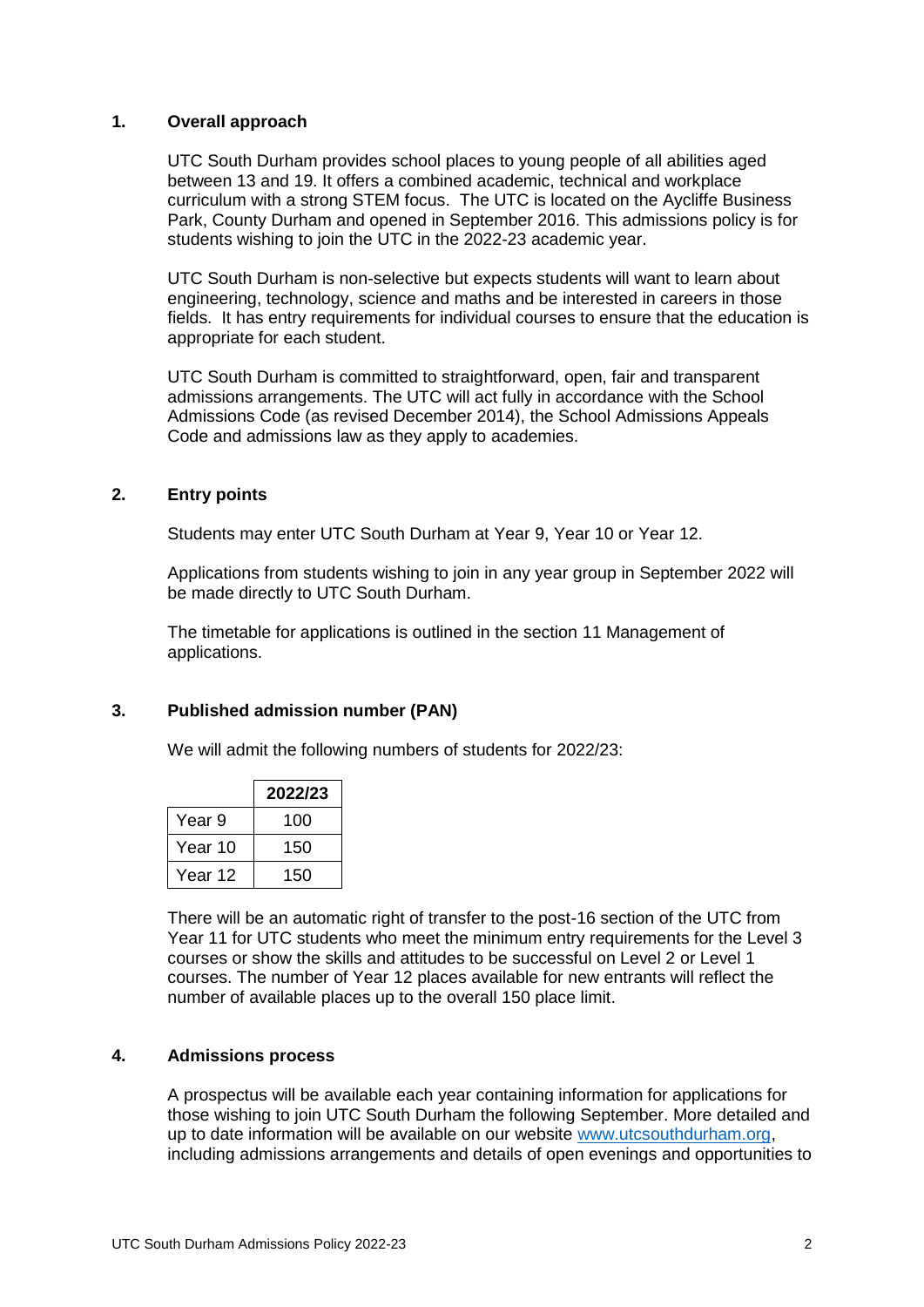## 1. Overall approach

UTC South Durham provides school places to young people of all abilities aged between 13 and 19. It offers a combined academic, technical and workplace curriculum with a strong STEM focus. The UTC is located on the Aycliffe Business Park, County Durham and opened in September 2016. This admissions policy is for students wishing to join the UTC in the 2022-23 academic year.

UTC South Durham is non-selective but expects students will want to learn about engineering, technology, science and maths and be interested in careers in those fields. It has entry requirements for individual courses to ensure that the education is appropriate for each student.

UTC South Durham is committed to straightforward, open, fair and transparent admissions arrangements. The UTC will act fully in accordance with the School Admissions Code (as revised December 2014), the School Admissions Appeals Code and admissions law as they apply to academies.

## 2. Entry points

Students may enter UTC South Durham at Year 9, Year 10 or Year 12.

Applications from students wishing to join in any year group in September 2022 will be made directly to UTC South Durham.

The timetable for applications is outlined in the section 11 Management of applications.

## 3. Published admission number (PAN)

We will admit the following numbers of students for 2022/23:

| | 2022/23 |
|---|---|
| Year 9 | 100 |
| Year 10 | 150 |
| Year 12 | 150 |

There will be an automatic right of transfer to the post-16 section of the UTC from Year 11 for UTC students who meet the minimum entry requirements for the Level 3 courses or show the skills and attitudes to be successful on Level 2 or Level 1 courses. The number of Year 12 places available for new entrants will reflect the number of available places up to the overall 150 place limit.

## 4. Admissions process

A prospectus will be available each year containing information for applications for those wishing to join UTC South Durham the following September. More detailed and up to date information will be available on our website www.utcsouthdurham.org, including admissions arrangements and details of open evenings and opportunities to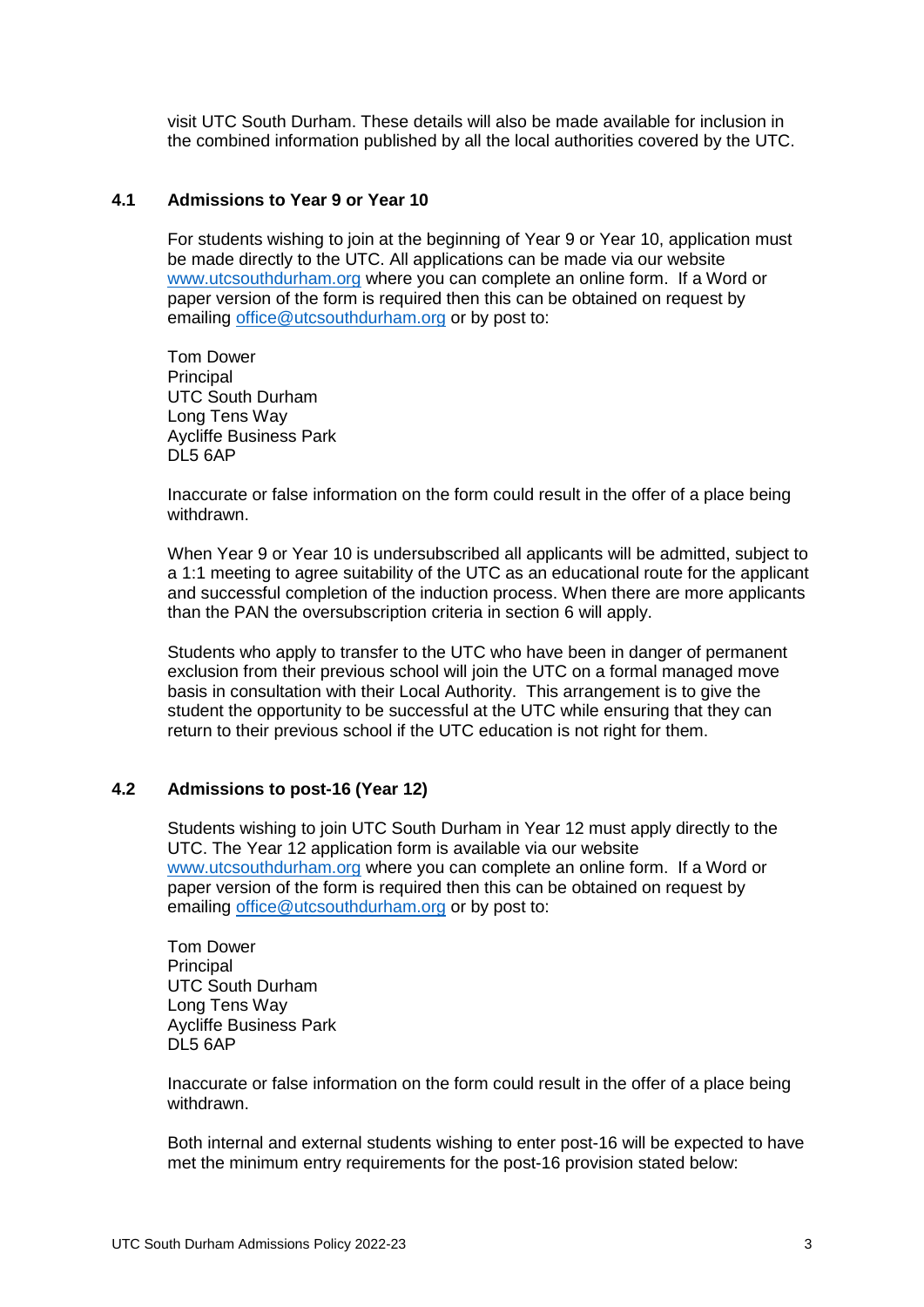visit UTC South Durham. These details will also be made available for inclusion in the combined information published by all the local authorities covered by the UTC.

### 4.1 Admissions to Year 9 or Year 10

For students wishing to join at the beginning of Year 9 or Year 10, application must be made directly to the UTC. All applications can be made via our website www.utcsouthdurham.org where you can complete an online form. If a Word or paper version of the form is required then this can be obtained on request by emailing office@utcsouthdurham.org or by post to:

Tom Dower
Principal
UTC South Durham
Long Tens Way
Aycliffe Business Park
DL5 6AP

Inaccurate or false information on the form could result in the offer of a place being withdrawn.

When Year 9 or Year 10 is undersubscribed all applicants will be admitted, subject to a 1:1 meeting to agree suitability of the UTC as an educational route for the applicant and successful completion of the induction process. When there are more applicants than the PAN the oversubscription criteria in section 6 will apply.

Students who apply to transfer to the UTC who have been in danger of permanent exclusion from their previous school will join the UTC on a formal managed move basis in consultation with their Local Authority. This arrangement is to give the student the opportunity to be successful at the UTC while ensuring that they can return to their previous school if the UTC education is not right for them.

### 4.2 Admissions to post-16 (Year 12)

Students wishing to join UTC South Durham in Year 12 must apply directly to the UTC. The Year 12 application form is available via our website www.utcsouthdurham.org where you can complete an online form. If a Word or paper version of the form is required then this can be obtained on request by emailing office@utcsouthdurham.org or by post to:

Tom Dower
Principal
UTC South Durham
Long Tens Way
Aycliffe Business Park
DL5 6AP

Inaccurate or false information on the form could result in the offer of a place being withdrawn.

Both internal and external students wishing to enter post-16 will be expected to have met the minimum entry requirements for the post-16 provision stated below: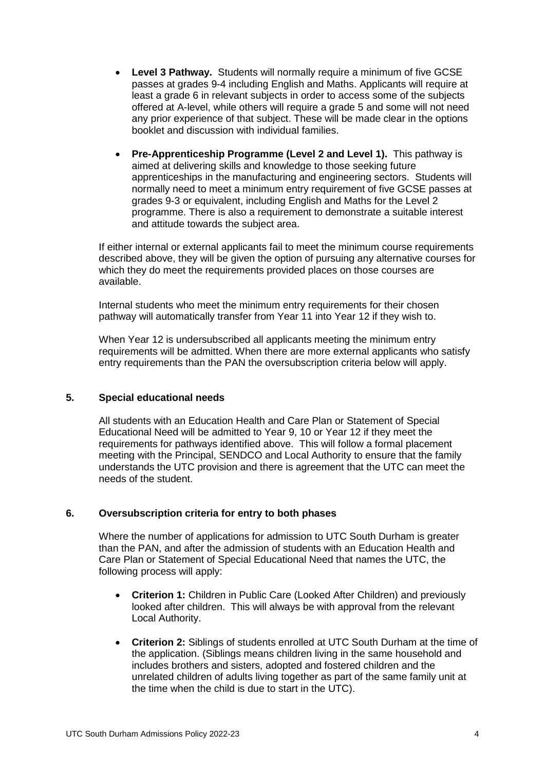- **Level 3 Pathway.** Students will normally require a minimum of five GCSE passes at grades 9-4 including English and Maths. Applicants will require at least a grade 6 in relevant subjects in order to access some of the subjects offered at A-level, while others will require a grade 5 and some will not need any prior experience of that subject. These will be made clear in the options booklet and discussion with individual families.

- **Pre-Apprenticeship Programme (Level 2 and Level 1).** This pathway is aimed at delivering skills and knowledge to those seeking future apprenticeships in the manufacturing and engineering sectors. Students will normally need to meet a minimum entry requirement of five GCSE passes at grades 9-3 or equivalent, including English and Maths for the Level 2 programme. There is also a requirement to demonstrate a suitable interest and attitude towards the subject area.

If either internal or external applicants fail to meet the minimum course requirements described above, they will be given the option of pursuing any alternative courses for which they do meet the requirements provided places on those courses are available.

Internal students who meet the minimum entry requirements for their chosen pathway will automatically transfer from Year 11 into Year 12 if they wish to.

When Year 12 is undersubscribed all applicants meeting the minimum entry requirements will be admitted. When there are more external applicants who satisfy entry requirements than the PAN the oversubscription criteria below will apply.

## 5. Special educational needs

All students with an Education Health and Care Plan or Statement of Special Educational Need will be admitted to Year 9, 10 or Year 12 if they meet the requirements for pathways identified above. This will follow a formal placement meeting with the Principal, SENDCO and Local Authority to ensure that the family understands the UTC provision and there is agreement that the UTC can meet the needs of the student.

## 6. Oversubscription criteria for entry to both phases

Where the number of applications for admission to UTC South Durham is greater than the PAN, and after the admission of students with an Education Health and Care Plan or Statement of Special Educational Need that names the UTC, the following process will apply:

- **Criterion 1:** Children in Public Care (Looked After Children) and previously looked after children. This will always be with approval from the relevant Local Authority.

- **Criterion 2:** Siblings of students enrolled at UTC South Durham at the time of the application. (Siblings means children living in the same household and includes brothers and sisters, adopted and fostered children and the unrelated children of adults living together as part of the same family unit at the time when the child is due to start in the UTC).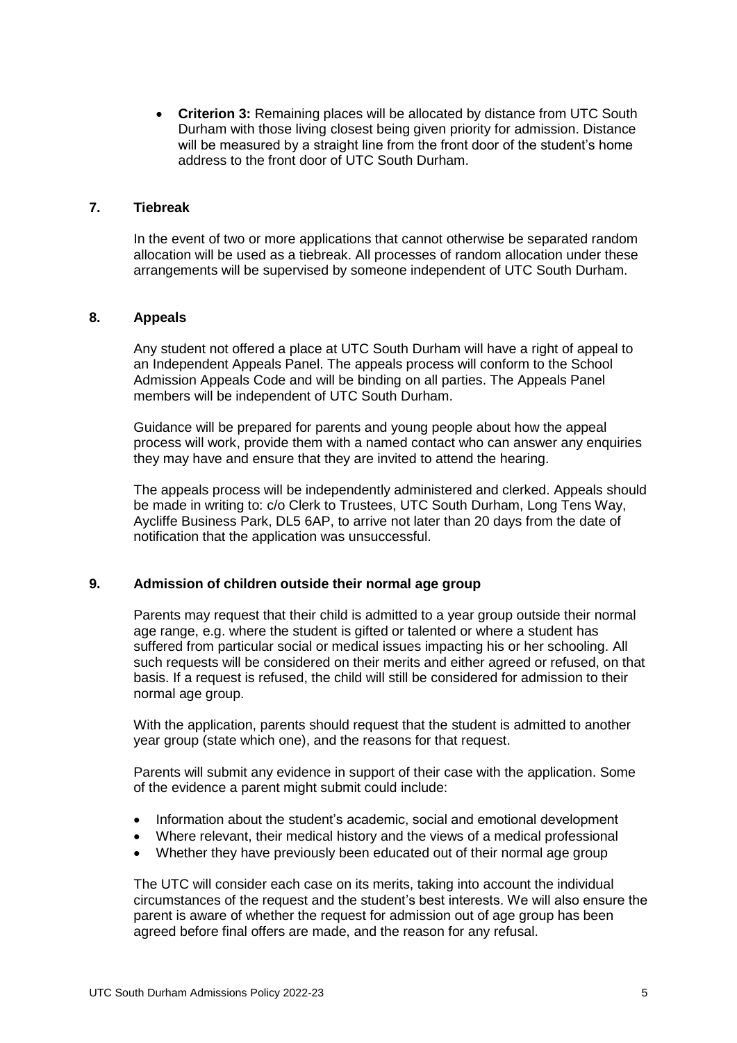- **Criterion 3:** Remaining places will be allocated by distance from UTC South Durham with those living closest being given priority for admission. Distance will be measured by a straight line from the front door of the student's home address to the front door of UTC South Durham.

## 7. Tiebreak

In the event of two or more applications that cannot otherwise be separated random allocation will be used as a tiebreak. All processes of random allocation under these arrangements will be supervised by someone independent of UTC South Durham.

## 8. Appeals

Any student not offered a place at UTC South Durham will have a right of appeal to an Independent Appeals Panel. The appeals process will conform to the School Admission Appeals Code and will be binding on all parties. The Appeals Panel members will be independent of UTC South Durham.

Guidance will be prepared for parents and young people about how the appeal process will work, provide them with a named contact who can answer any enquiries they may have and ensure that they are invited to attend the hearing.

The appeals process will be independently administered and clerked. Appeals should be made in writing to: c/o Clerk to Trustees, UTC South Durham, Long Tens Way, Aycliffe Business Park, DL5 6AP, to arrive not later than 20 days from the date of notification that the application was unsuccessful.

## 9. Admission of children outside their normal age group

Parents may request that their child is admitted to a year group outside their normal age range, e.g. where the student is gifted or talented or where a student has suffered from particular social or medical issues impacting his or her schooling. All such requests will be considered on their merits and either agreed or refused, on that basis. If a request is refused, the child will still be considered for admission to their normal age group.

With the application, parents should request that the student is admitted to another year group (state which one), and the reasons for that request.

Parents will submit any evidence in support of their case with the application. Some of the evidence a parent might submit could include:

- Information about the student's academic, social and emotional development
- Where relevant, their medical history and the views of a medical professional
- Whether they have previously been educated out of their normal age group

The UTC will consider each case on its merits, taking into account the individual circumstances of the request and the student's best interests. We will also ensure the parent is aware of whether the request for admission out of age group has been agreed before final offers are made, and the reason for any refusal.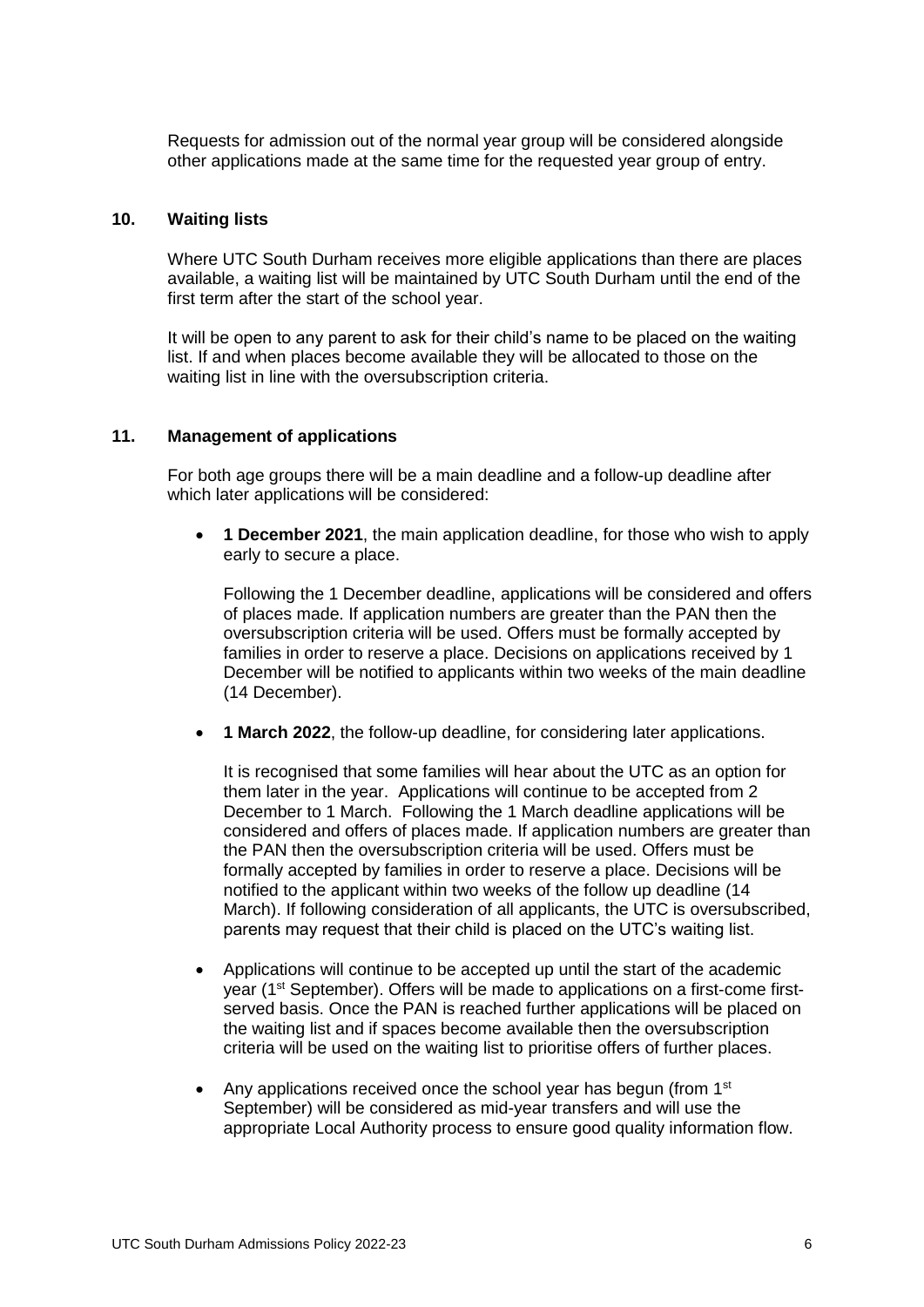Requests for admission out of the normal year group will be considered alongside other applications made at the same time for the requested year group of entry.

## 10. Waiting lists

Where UTC South Durham receives more eligible applications than there are places available, a waiting list will be maintained by UTC South Durham until the end of the first term after the start of the school year.

It will be open to any parent to ask for their child's name to be placed on the waiting list. If and when places become available they will be allocated to those on the waiting list in line with the oversubscription criteria.

## 11. Management of applications

For both age groups there will be a main deadline and a follow-up deadline after which later applications will be considered:

- **1 December 2021**, the main application deadline, for those who wish to apply early to secure a place.

  Following the 1 December deadline, applications will be considered and offers of places made. If application numbers are greater than the PAN then the oversubscription criteria will be used. Offers must be formally accepted by families in order to reserve a place. Decisions on applications received by 1 December will be notified to applicants within two weeks of the main deadline (14 December).

- **1 March 2022**, the follow-up deadline, for considering later applications.

  It is recognised that some families will hear about the UTC as an option for them later in the year. Applications will continue to be accepted from 2 December to 1 March. Following the 1 March deadline applications will be considered and offers of places made. If application numbers are greater than the PAN then the oversubscription criteria will be used. Offers must be formally accepted by families in order to reserve a place. Decisions will be notified to the applicant within two weeks of the follow up deadline (14 March). If following consideration of all applicants, the UTC is oversubscribed, parents may request that their child is placed on the UTC's waiting list.

- Applications will continue to be accepted up until the start of the academic year (1st September). Offers will be made to applications on a first-come first-served basis. Once the PAN is reached further applications will be placed on the waiting list and if spaces become available then the oversubscription criteria will be used on the waiting list to prioritise offers of further places.

- Any applications received once the school year has begun (from 1st September) will be considered as mid-year transfers and will use the appropriate Local Authority process to ensure good quality information flow.